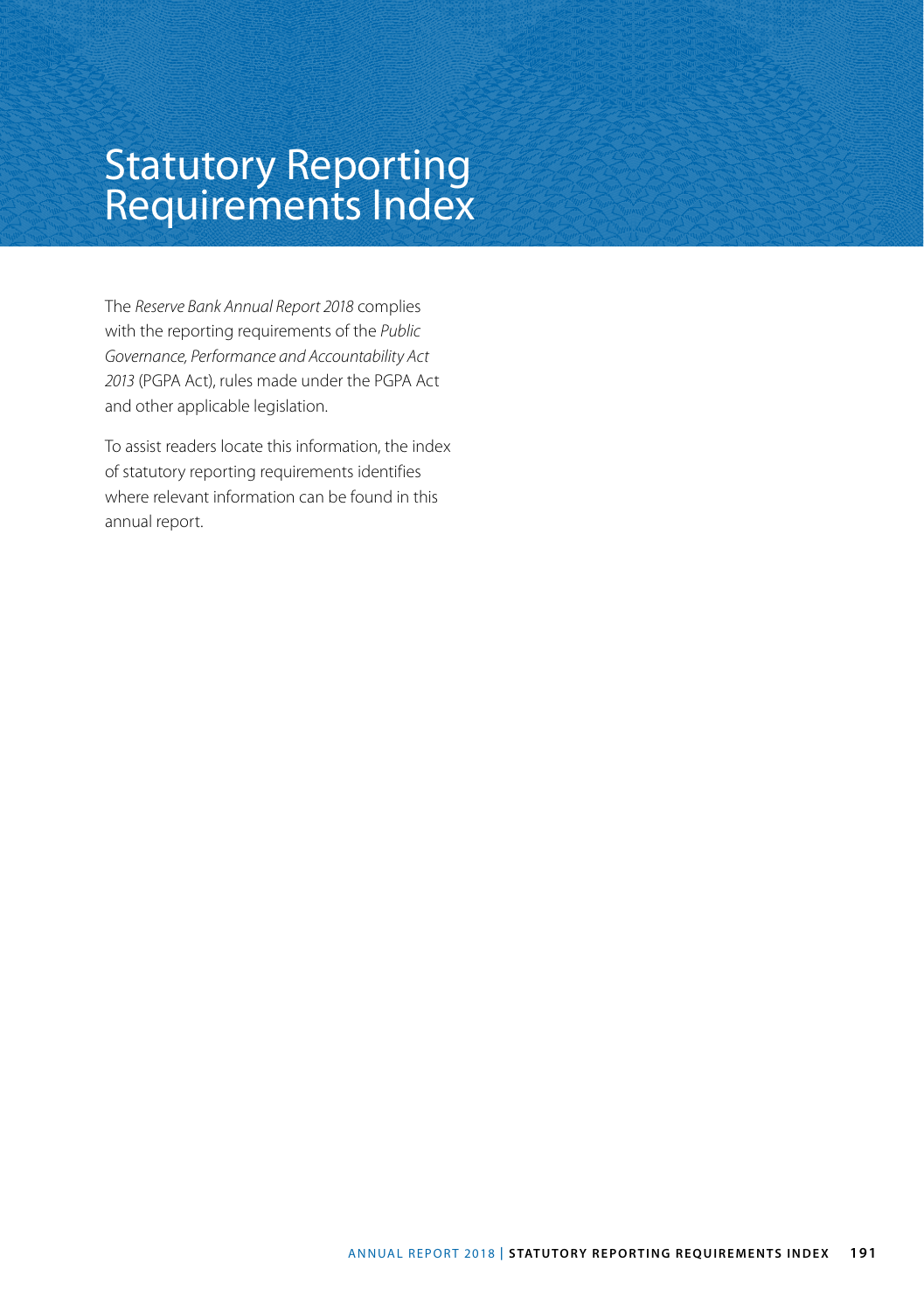# Statutory Reporting Requirements Index

The *Reserve Bank Annual Report 2018* complies with the reporting requirements of the *Public Governance, Performance and Accountability Act 2013* (PGPA Act), rules made under the PGPA Act and other applicable legislation.

To assist readers locate this information, the index of statutory reporting requirements identifies where relevant information can be found in this annual report.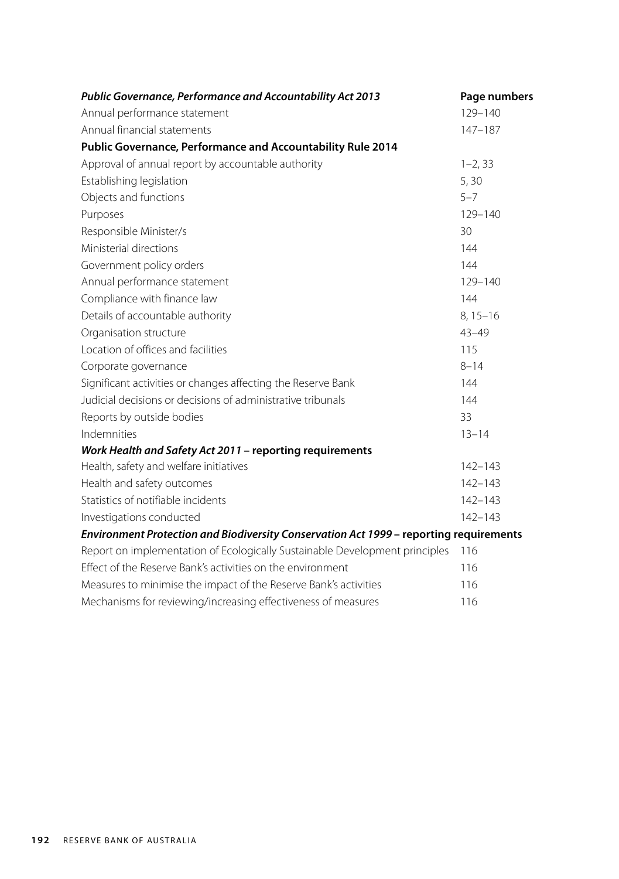| *Public Governance, Performance and Accountability Act 2013* | Page numbers |
|---|---|
| Annual performance statement | 129–140 |
| Annual financial statements | 147–187 |
| **Public Governance, Performance and Accountability Rule 2014** | |
| Approval of annual report by accountable authority | 1–2, 33 |
| Establishing legislation | 5, 30 |
| Objects and functions | 5–7 |
| Purposes | 129–140 |
| Responsible Minister/s | 30 |
| Ministerial directions | 144 |
| Government policy orders | 144 |
| Annual performance statement | 129–140 |
| Compliance with finance law | 144 |
| Details of accountable authority | 8, 15–16 |
| Organisation structure | 43–49 |
| Location of offices and facilities | 115 |
| Corporate governance | 8–14 |
| Significant activities or changes affecting the Reserve Bank | 144 |
| Judicial decisions or decisions of administrative tribunals | 144 |
| Reports by outside bodies | 33 |
| Indemnities | 13–14 |
| ***Work Health and Safety Act 2011* – reporting requirements** | |
| Health, safety and welfare initiatives | 142–143 |
| Health and safety outcomes | 142–143 |
| Statistics of notifiable incidents | 142–143 |
| Investigations conducted | 142–143 |
| ***Environment Protection and Biodiversity Conservation Act 1999* – reporting requirements** | |
| Report on implementation of Ecologically Sustainable Development principles | 116 |
| Effect of the Reserve Bank's activities on the environment | 116 |
| Measures to minimise the impact of the Reserve Bank's activities | 116 |
| Mechanisms for reviewing/increasing effectiveness of measures | 116 |